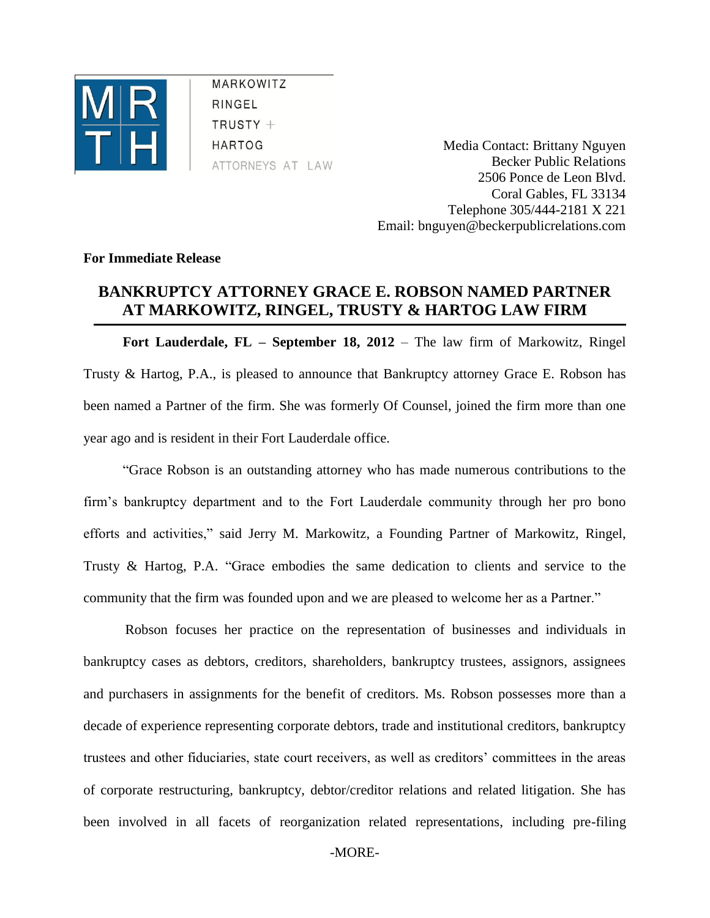MARKOWITZ
RINGEL
TRUSTY +
HARTOG
ATTORNEYS AT LAW

Media Contact: Brittany Nguyen
Becker Public Relations
2506 Ponce de Leon Blvd.
Coral Gables, FL 33134
Telephone 305/444-2181 X 221
Email: bnguyen@beckerpublicrelations.com

**For Immediate Release**

# BANKRUPTCY ATTORNEY GRACE E. ROBSON NAMED PARTNER AT MARKOWITZ, RINGEL, TRUSTY & HARTOG LAW FIRM

**Fort Lauderdale, FL – September 18, 2012** – The law firm of Markowitz, Ringel Trusty & Hartog, P.A., is pleased to announce that Bankruptcy attorney Grace E. Robson has been named a Partner of the firm. She was formerly Of Counsel, joined the firm more than one year ago and is resident in their Fort Lauderdale office.

"Grace Robson is an outstanding attorney who has made numerous contributions to the firm's bankruptcy department and to the Fort Lauderdale community through her pro bono efforts and activities," said Jerry M. Markowitz, a Founding Partner of Markowitz, Ringel, Trusty & Hartog, P.A. "Grace embodies the same dedication to clients and service to the community that the firm was founded upon and we are pleased to welcome her as a Partner."

Robson focuses her practice on the representation of businesses and individuals in bankruptcy cases as debtors, creditors, shareholders, bankruptcy trustees, assignors, assignees and purchasers in assignments for the benefit of creditors. Ms. Robson possesses more than a decade of experience representing corporate debtors, trade and institutional creditors, bankruptcy trustees and other fiduciaries, state court receivers, as well as creditors' committees in the areas of corporate restructuring, bankruptcy, debtor/creditor relations and related litigation. She has been involved in all facets of reorganization related representations, including pre-filing

-MORE-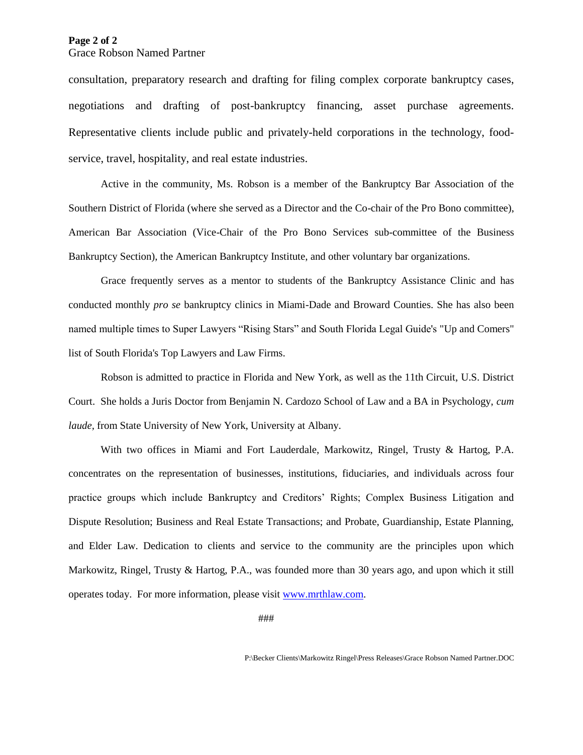consultation, preparatory research and drafting for filing complex corporate bankruptcy cases, negotiations and drafting of post-bankruptcy financing, asset purchase agreements. Representative clients include public and privately-held corporations in the technology, food-service, travel, hospitality, and real estate industries.

Active in the community, Ms. Robson is a member of the Bankruptcy Bar Association of the Southern District of Florida (where she served as a Director and the Co-chair of the Pro Bono committee), American Bar Association (Vice-Chair of the Pro Bono Services sub-committee of the Business Bankruptcy Section), the American Bankruptcy Institute, and other voluntary bar organizations.

Grace frequently serves as a mentor to students of the Bankruptcy Assistance Clinic and has conducted monthly *pro se* bankruptcy clinics in Miami-Dade and Broward Counties. She has also been named multiple times to Super Lawyers "Rising Stars" and South Florida Legal Guide's "Up and Comers" list of South Florida's Top Lawyers and Law Firms.

Robson is admitted to practice in Florida and New York, as well as the 11th Circuit, U.S. District Court. She holds a Juris Doctor from Benjamin N. Cardozo School of Law and a BA in Psychology, *cum laude*, from State University of New York, University at Albany.

With two offices in Miami and Fort Lauderdale, Markowitz, Ringel, Trusty & Hartog, P.A. concentrates on the representation of businesses, institutions, fiduciaries, and individuals across four practice groups which include Bankruptcy and Creditors' Rights; Complex Business Litigation and Dispute Resolution; Business and Real Estate Transactions; and Probate, Guardianship, Estate Planning, and Elder Law. Dedication to clients and service to the community are the principles upon which Markowitz, Ringel, Trusty & Hartog, P.A., was founded more than 30 years ago, and upon which it still operates today. For more information, please visit www.mrthlaw.com.

###

P:\Becker Clients\Markowitz Ringel\Press Releases\Grace Robson Named Partner.DOC